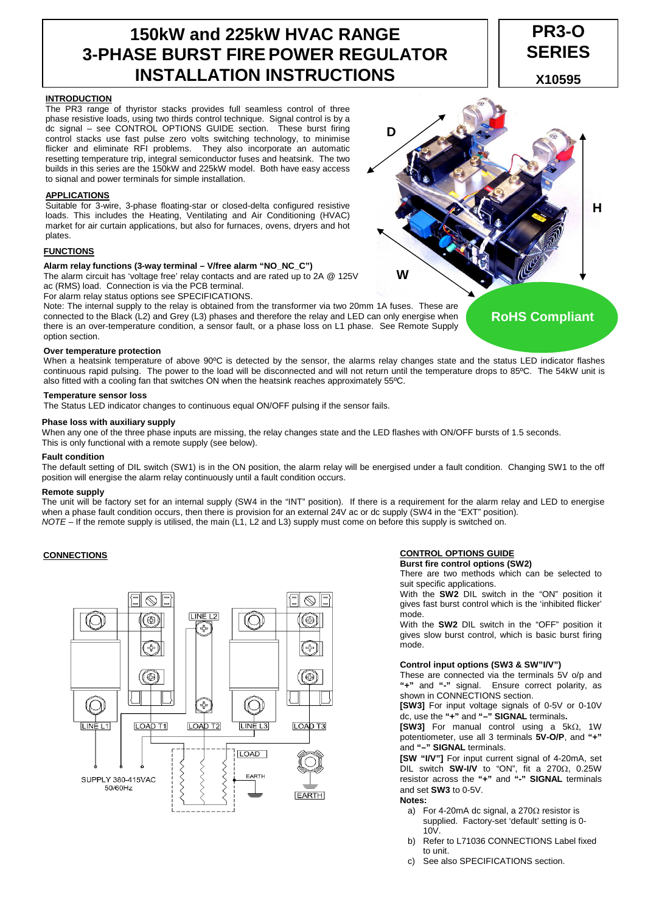# 150kW and 225kW HVAC RANGE 3-PHASE BURST FIRE POWER REGULATOR INSTALLATION INSTRUCTIONS

**PR3-O SERIES**

**X10595**

## INTRODUCTION

The PR3 range of thyristor stacks provides full seamless control of three phase resistive loads, using two thirds control technique. Signal control is by a dc signal – see CONTROL OPTIONS GUIDE section. These burst firing control stacks use fast pulse zero volts switching technology, to minimise flicker and eliminate RFI problems. They also incorporate an automatic resetting temperature trip, integral semiconductor fuses and heatsink. The two builds in this series are the 150kW and 225kW model. Both have easy access to signal and power terminals for simple installation.

## APPLICATIONS

Suitable for 3-wire, 3-phase floating-star or closed-delta configured resistive loads. This includes the Heating, Ventilating and Air Conditioning (HVAC) market for air curtain applications, but also for furnaces, ovens, dryers and hot plates.

**RoHS Compliant**

## FUNCTIONS

### Alarm relay functions (3-way terminal – V/free alarm "NO_NC_C")

The alarm circuit has 'voltage free' relay contacts and are rated up to 2A @ 125V ac (RMS) load. Connection is via the PCB terminal.
For alarm relay status options see SPECIFICATIONS.
Note: The internal supply to the relay is obtained from the transformer via two 20mm 1A fuses. These are connected to the Black (L2) and Grey (L3) phases and therefore the relay and LED can only energise when there is an over-temperature condition, a sensor fault, or a phase loss on L1 phase. See Remote Supply option section.

### Over temperature protection

When a heatsink temperature of above 90ºC is detected by the sensor, the alarms relay changes state and the status LED indicator flashes continuous rapid pulsing. The power to the load will be disconnected and will not return until the temperature drops to 85ºC. The 54kW unit is also fitted with a cooling fan that switches ON when the heatsink reaches approximately 55ºC.

### Temperature sensor loss

The Status LED indicator changes to continuous equal ON/OFF pulsing if the sensor fails.

### Phase loss with auxiliary supply

When any one of the three phase inputs are missing, the relay changes state and the LED flashes with ON/OFF bursts of 1.5 seconds.
This is only functional with a remote supply (see below).

### Fault condition

The default setting of DIL switch (SW1) is in the ON position, the alarm relay will be energised under a fault condition. Changing SW1 to the off position will energise the alarm relay continuously until a fault condition occurs.

### Remote supply

The unit will be factory set for an internal supply (SW4 in the "INT" position). If there is a requirement for the alarm relay and LED to energise when a phase fault condition occurs, then there is provision for an external 24V ac or dc supply (SW4 in the "EXT" position).
*NOTE* – If the remote supply is utilised, the main (L1, L2 and L3) supply must come on before this supply is switched on.

## CONNECTIONS

LINE L1 · LOAD T1 · LINE L2 · LOAD T2 · LINE L3 · LOAD T3 · LOAD · EARTH

SUPPLY 380-415VAC 50/60Hz

## CONTROL OPTIONS GUIDE

### Burst fire control options (SW2)

There are two methods which can be selected to suit specific applications.
With the **SW2** DIL switch in the "ON" position it gives fast burst control which is the 'inhibited flicker' mode.
With the **SW2** DIL switch in the "OFF" position it gives slow burst control, which is basic burst firing mode.

### Control input options (SW3 & SW"I/V")

These are connected via the terminals 5V o/p and **"+"** and **"-"** signal. Ensure correct polarity, as shown in CONNECTIONS section.
**[SW3]** For input voltage signals of 0-5V or 0-10V dc, use the **"+"** and **"–" SIGNAL** terminals.
**[SW3]** For manual control using a 5kΩ, 1W potentiometer, use all 3 terminals **5V-O/P**, and **"+"** and **"–" SIGNAL** terminals.
**[SW "I/V"]** For input current signal of 4-20mA, set DIL switch **SW-I/V** to "ON", fit a 270Ω, 0.25W resistor across the **"+"** and **"-" SIGNAL** terminals and set **SW3** to 0-5V.

**Notes:**

a) For 4-20mA dc signal, a 270Ω resistor is supplied. Factory-set 'default' setting is 0-10V.
b) Refer to L71036 CONNECTIONS Label fixed to unit.
c) See also SPECIFICATIONS section.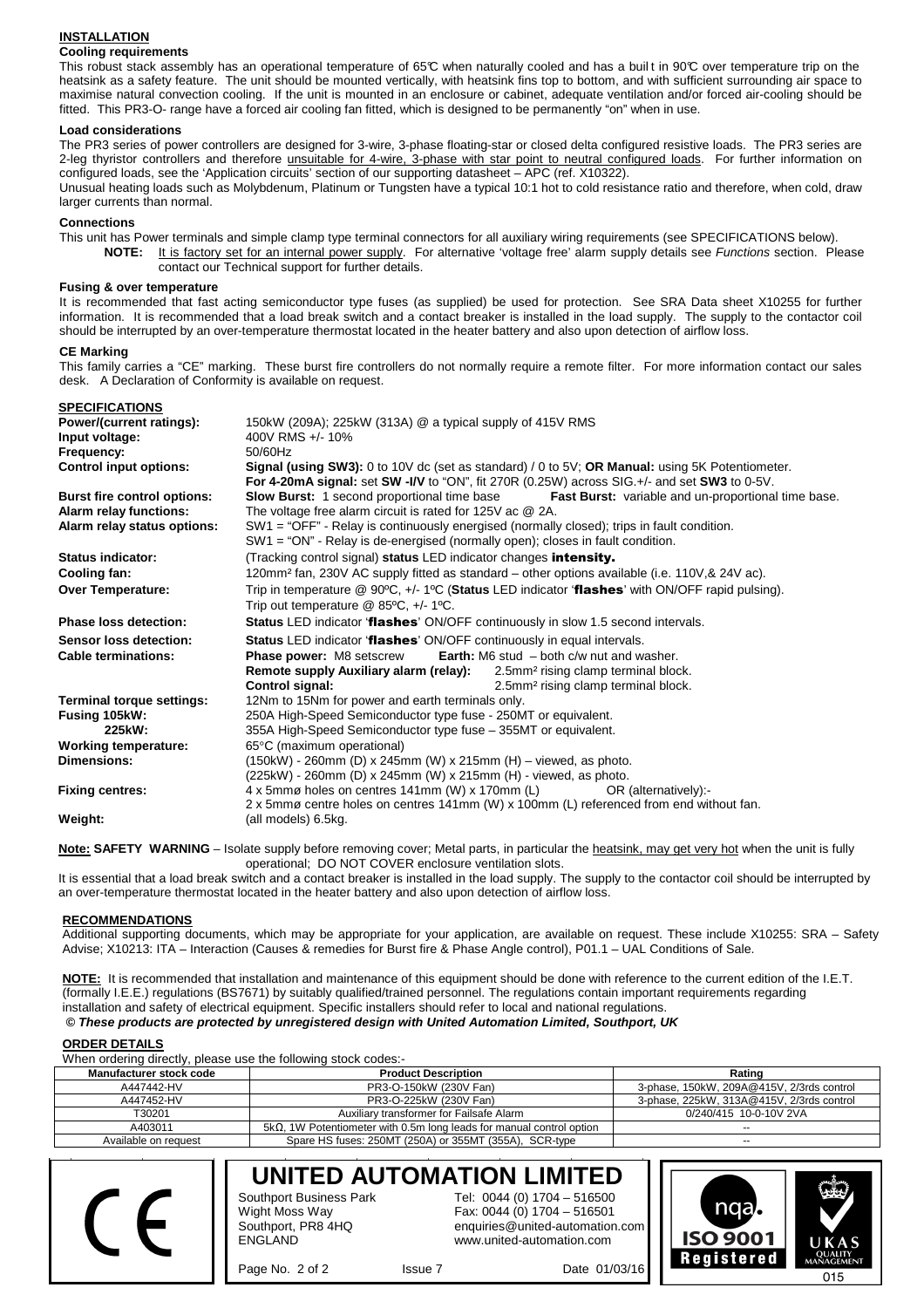## INSTALLATION

### Cooling requirements

This robust stack assembly has an operational temperature of 65°C when naturally cooled and has a built in 90°C over temperature trip on the heatsink as a safety feature. The unit should be mounted vertically, with heatsink fins top to bottom, and with sufficient surrounding air space to maximise natural convection cooling. If the unit is mounted in an enclosure or cabinet, adequate ventilation and/or forced air-cooling should be fitted. This PR3-O- range have a forced air cooling fan fitted, which is designed to be permanently "on" when in use.

### Load considerations

The PR3 series of power controllers are designed for 3-wire, 3-phase floating-star or closed delta configured resistive loads. The PR3 series are 2-leg thyristor controllers and therefore unsuitable for 4-wire, 3-phase with star point to neutral configured loads. For further information on configured loads, see the 'Application circuits' section of our supporting datasheet – APC (ref. X10322).

Unusual heating loads such as Molybdenum, Platinum or Tungsten have a typical 10:1 hot to cold resistance ratio and therefore, when cold, draw larger currents than normal.

### Connections

This unit has Power terminals and simple clamp type terminal connectors for all auxiliary wiring requirements (see SPECIFICATIONS below).

**NOTE:** It is factory set for an internal power supply. For alternative 'voltage free' alarm supply details see *Functions* section. Please contact our Technical support for further details.

### Fusing & over temperature

It is recommended that fast acting semiconductor type fuses (as supplied) be used for protection. See SRA Data sheet X10255 for further information. It is recommended that a load break switch and a contact breaker is installed in the load supply. The supply to the contactor coil should be interrupted by an over-temperature thermostat located in the heater battery and also upon detection of airflow loss.

### CE Marking

This family carries a "CE" marking. These burst fire controllers do not normally require a remote filter. For more information contact our sales desk. A Declaration of Conformity is available on request.

## SPECIFICATIONS

| | |
|---|---|
| **Power/(current ratings):** | 150kW (209A); 225kW (313A) @ a typical supply of 415V RMS |
| **Input voltage:** | 400V RMS +/- 10% |
| **Frequency:** | 50/60Hz |
| **Control input options:** | **Signal (using SW3):** 0 to 10V dc (set as standard) / 0 to 5V; **OR Manual:** using 5K Potentiometer. **For 4-20mA signal:** set **SW -I/V** to "ON", fit 270R (0.25W) across SIG.+/- and set **SW3** to 0-5V. |
| **Burst fire control options:** | **Slow Burst:** 1 second proportional time base **Fast Burst:** variable and un-proportional time base. |
| **Alarm relay functions:** | The voltage free alarm circuit is rated for 125V ac @ 2A. |
| **Alarm relay status options:** | SW1 = "OFF" - Relay is continuously energised (normally closed); trips in fault condition. SW1 = "ON" - Relay is de-energised (normally open); closes in fault condition. |
| **Status indicator:** | (Tracking control signal) **status** LED indicator changes **intensity.** |
| **Cooling fan:** | 120mm² fan, 230V AC supply fitted as standard – other options available (i.e. 110V,& 24V ac). |
| **Over Temperature:** | Trip in temperature @ 90ºC, +/- 1ºC (**Status** LED indicator '**flashes**' with ON/OFF rapid pulsing). Trip out temperature @ 85ºC, +/- 1ºC. |
| **Phase loss detection:** | **Status** LED indicator '**flashes**' ON/OFF continuously in slow 1.5 second intervals. |
| **Sensor loss detection:** | **Status** LED indicator '**flashes**' ON/OFF continuously in equal intervals. |
| **Cable terminations:** | **Phase power:** M8 setscrew **Earth:** M6 stud – both c/w nut and washer. **Remote supply Auxiliary alarm (relay):** 2.5mm² rising clamp terminal block. **Control signal:** 2.5mm² rising clamp terminal block. |
| **Terminal torque settings:** | 12Nm to 15Nm for power and earth terminals only. |
| **Fusing 105kW:** | 250A High-Speed Semiconductor type fuse - 250MT or equivalent. |
| **225kW:** | 355A High-Speed Semiconductor type fuse – 355MT or equivalent. |
| **Working temperature:** | 65°C (maximum operational) |
| **Dimensions:** | (150kW) - 260mm (D) x 245mm (W) x 215mm (H) – viewed, as photo. (225kW) - 260mm (D) x 245mm (W) x 215mm (H) - viewed, as photo. |
| **Fixing centres:** | 4 x 5mmø holes on centres 141mm (W) x 170mm (L) OR (alternatively):- 2 x 5mmø centre holes on centres 141mm (W) x 100mm (L) referenced from end without fan. |
| **Weight:** | (all models) 6.5kg. |

**Note: SAFETY WARNING** – Isolate supply before removing cover; Metal parts, in particular the heatsink, may get very hot when the unit is fully operational; DO NOT COVER enclosure ventilation slots.

It is essential that a load break switch and a contact breaker is installed in the load supply. The supply to the contactor coil should be interrupted by an over-temperature thermostat located in the heater battery and also upon detection of airflow loss.

## RECOMMENDATIONS

Additional supporting documents, which may be appropriate for your application, are available on request. These include X10255: SRA – Safety Advise; X10213: ITA – Interaction (Causes & remedies for Burst fire & Phase Angle control), P01.1 – UAL Conditions of Sale.

**NOTE:** It is recommended that installation and maintenance of this equipment should be done with reference to the current edition of the I.E.T. (formally I.E.E.) regulations (BS7671) by suitably qualified/trained personnel. The regulations contain important requirements regarding installation and safety of electrical equipment. Specific installers should refer to local and national regulations.

***© These products are protected by unregistered design with United Automation Limited, Southport, UK***

## ORDER DETAILS

When ordering directly, please use the following stock codes:-

| Manufacturer stock code | Product Description | Rating |
|---|---|---|
| A447442-HV | PR3-O-150kW (230V Fan) | 3-phase, 150kW, 209A@415V, 2/3rds control |
| A447452-HV | PR3-O-225kW (230V Fan) | 3-phase, 225kW, 313A@415V, 2/3rds control |
| T30201 | Auxiliary transformer for Failsafe Alarm | 0/240/415 10-0-10V 2VA |
| A403011 | 5kΩ, 1W Potentiometer with 0.5m long leads for manual control option | -- |
| Available on request | Spare HS fuses: 250MT (250A) or 355MT (355A), SCR-type | -- |

# UNITED AUTOMATION LIMITED

Southport Business Park
Wight Moss Way
Southport, PR8 4HQ
ENGLAND

Tel: 0044 (0) 1704 – 516500
Fax: 0044 (0) 1704 – 516501
enquiries@united-automation.com
www.united-automation.com

Issue 7 Date 01/03/16

ISO 9001 Registered — UKAS Quality Management 015